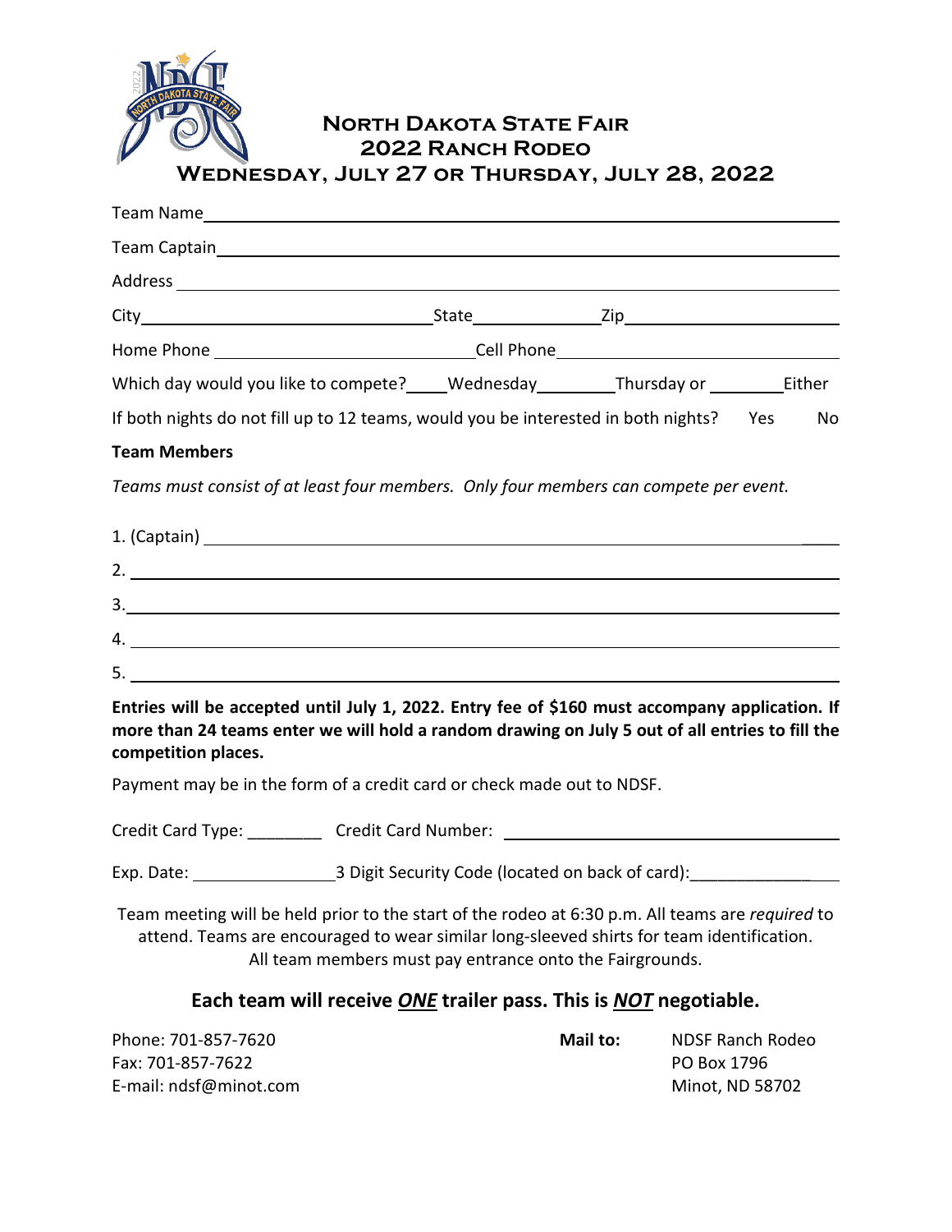# North Dakota State Fair
## 2022 Ranch Rodeo
## Wednesday, July 27 or Thursday, July 28, 2022

Team Name ____________________

Team Captain ____________________

Address ____________________

City ____________________ State ____________ Zip ____________________

Home Phone ____________________ Cell Phone ____________________

Which day would you like to compete? ____Wednesday ________Thursday or ________Either

If both nights do not fill up to 12 teams, would you be interested in both nights? Yes No

**Team Members**

*Teams must consist of at least four members. Only four members can compete per event.*

1. (Captain) ____________________
2. ____________________
3. ____________________
4. ____________________
5. ____________________

**Entries will be accepted until July 1, 2022. Entry fee of $160 must accompany application. If more than 24 teams enter we will hold a random drawing on July 5 out of all entries to fill the competition places.**

Payment may be in the form of a credit card or check made out to NDSF.

Credit Card Type: ________ Credit Card Number: ____________________

Exp. Date: ________________ 3 Digit Security Code (located on back of card): ____________

Team meeting will be held prior to the start of the rodeo at 6:30 p.m. All teams are *required* to attend. Teams are encouraged to wear similar long-sleeved shirts for team identification. All team members must pay entrance onto the Fairgrounds.

### Each team will receive *ONE* trailer pass. This is *NOT* negotiable.

Phone: 701-857-7620
Fax: 701-857-7622
E-mail: ndsf@minot.com

**Mail to:** NDSF Ranch Rodeo
PO Box 1796
Minot, ND 58702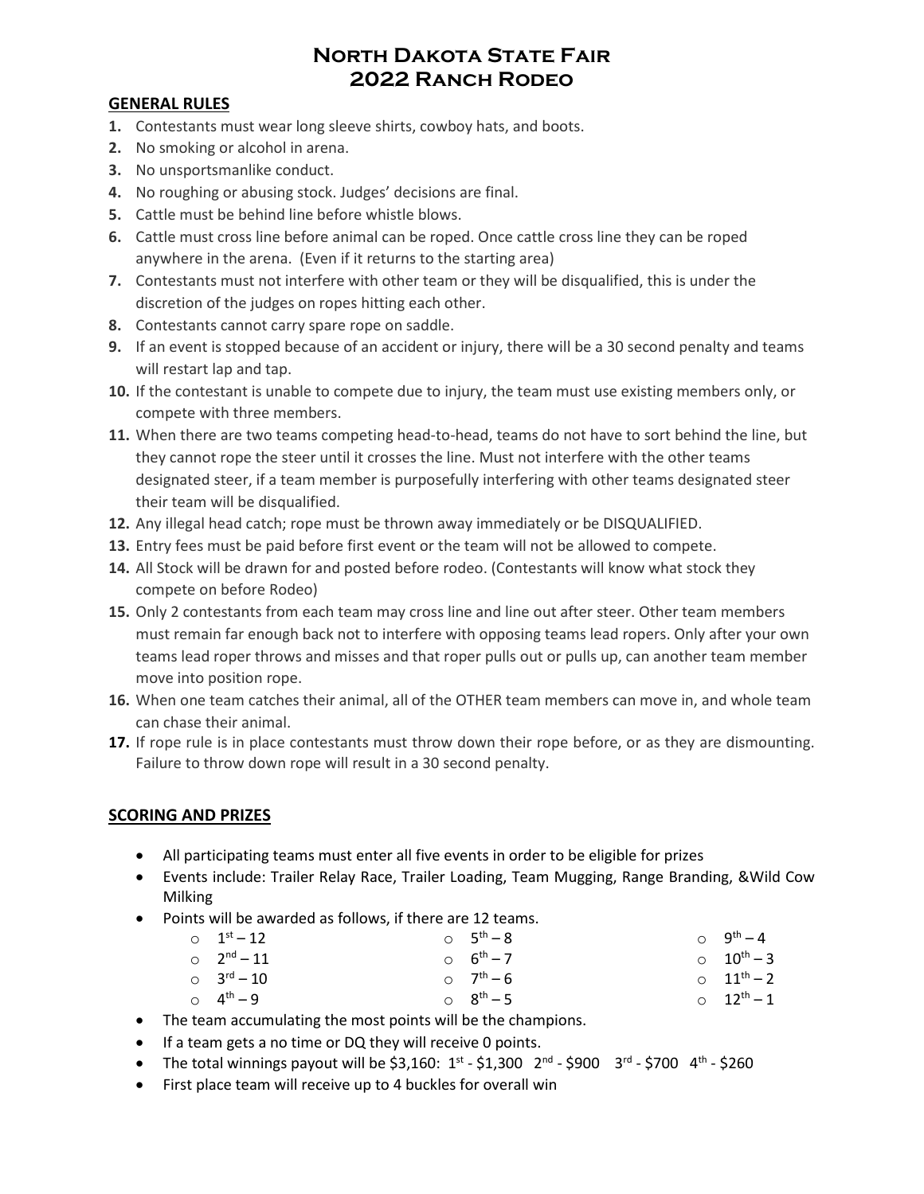# North Dakota State Fair
# 2022 Ranch Rodeo

## GENERAL RULES

1. Contestants must wear long sleeve shirts, cowboy hats, and boots.
2. No smoking or alcohol in arena.
3. No unsportsmanlike conduct.
4. No roughing or abusing stock. Judges' decisions are final.
5. Cattle must be behind line before whistle blows.
6. Cattle must cross line before animal can be roped. Once cattle cross line they can be roped anywhere in the arena. (Even if it returns to the starting area)
7. Contestants must not interfere with other team or they will be disqualified, this is under the discretion of the judges on ropes hitting each other.
8. Contestants cannot carry spare rope on saddle.
9. If an event is stopped because of an accident or injury, there will be a 30 second penalty and teams will restart lap and tap.
10. If the contestant is unable to compete due to injury, the team must use existing members only, or compete with three members.
11. When there are two teams competing head-to-head, teams do not have to sort behind the line, but they cannot rope the steer until it crosses the line. Must not interfere with the other teams designated steer, if a team member is purposefully interfering with other teams designated steer their team will be disqualified.
12. Any illegal head catch; rope must be thrown away immediately or be DISQUALIFIED.
13. Entry fees must be paid before first event or the team will not be allowed to compete.
14. All Stock will be drawn for and posted before rodeo. (Contestants will know what stock they compete on before Rodeo)
15. Only 2 contestants from each team may cross line and line out after steer. Other team members must remain far enough back not to interfere with opposing teams lead ropers. Only after your own teams lead roper throws and misses and that roper pulls out or pulls up, can another team member move into position rope.
16. When one team catches their animal, all of the OTHER team members can move in, and whole team can chase their animal.
17. If rope rule is in place contestants must throw down their rope before, or as they are dismounting. Failure to throw down rope will result in a 30 second penalty.

## SCORING AND PRIZES

- All participating teams must enter all five events in order to be eligible for prizes
- Events include: Trailer Relay Race, Trailer Loading, Team Mugging, Range Branding, &Wild Cow Milking
- Points will be awarded as follows, if there are 12 teams.
  - 1st – 12
  - 2nd – 11
  - 3rd – 10
  - 4th – 9
  - 5th – 8
  - 6th – 7
  - 7th – 6
  - 8th – 5
  - 9th – 4
  - 10th – 3
  - 11th – 2
  - 12th – 1
- The team accumulating the most points will be the champions.
- If a team gets a no time or DQ they will receive 0 points.
- The total winnings payout will be $3,160: 1st - $1,300 2nd - $900 3rd - $700 4th - $260
- First place team will receive up to 4 buckles for overall win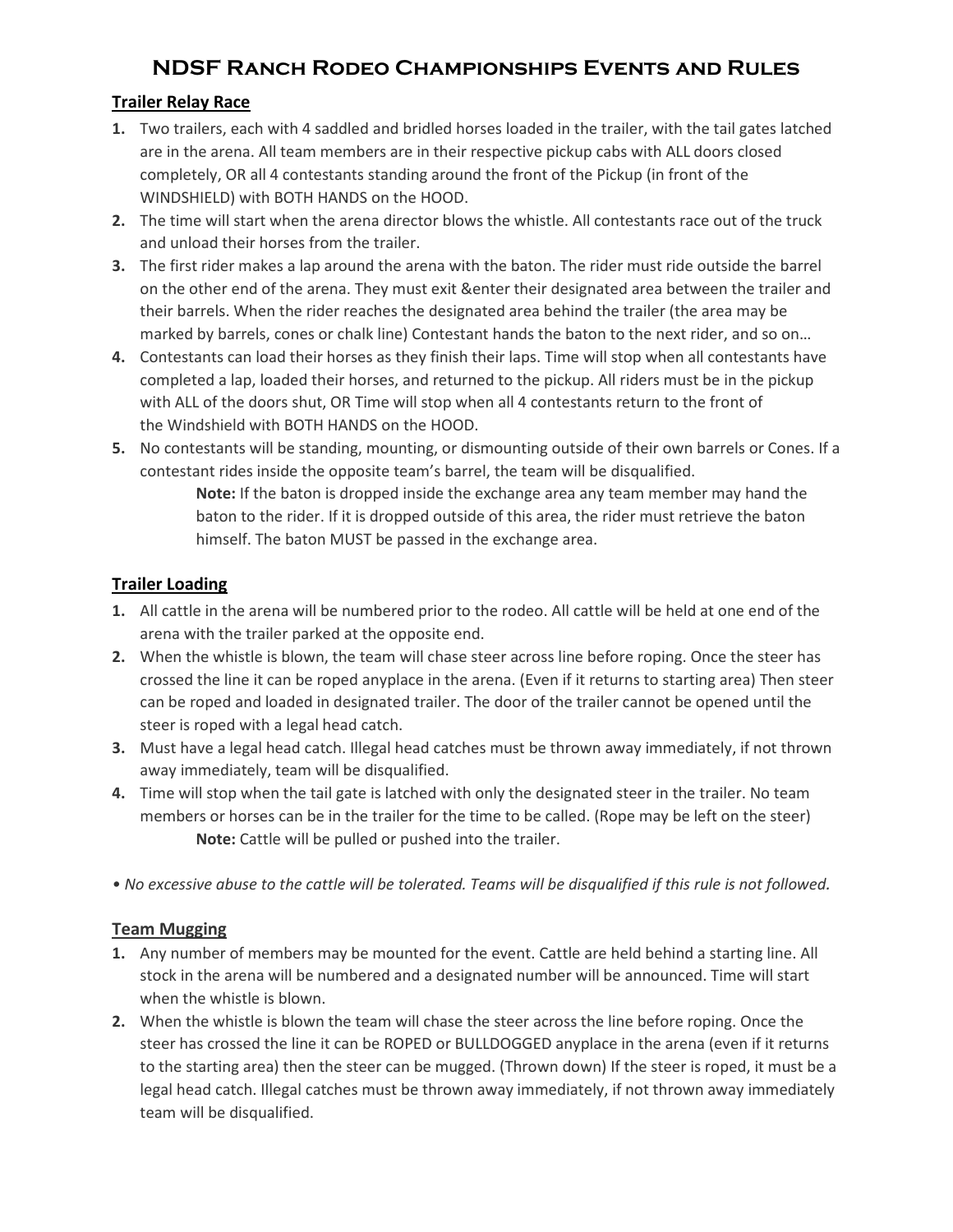# NDSF Ranch Rodeo Championships Events and Rules

## Trailer Relay Race

1. Two trailers, each with 4 saddled and bridled horses loaded in the trailer, with the tail gates latched are in the arena. All team members are in their respective pickup cabs with ALL doors closed completely, OR all 4 contestants standing around the front of the Pickup (in front of the WINDSHIELD) with BOTH HANDS on the HOOD.
2. The time will start when the arena director blows the whistle. All contestants race out of the truck and unload their horses from the trailer.
3. The first rider makes a lap around the arena with the baton. The rider must ride outside the barrel on the other end of the arena. They must exit &enter their designated area between the trailer and their barrels. When the rider reaches the designated area behind the trailer (the area may be marked by barrels, cones or chalk line) Contestant hands the baton to the next rider, and so on…
4. Contestants can load their horses as they finish their laps. Time will stop when all contestants have completed a lap, loaded their horses, and returned to the pickup. All riders must be in the pickup with ALL of the doors shut, OR Time will stop when all 4 contestants return to the front of the Windshield with BOTH HANDS on the HOOD.
5. No contestants will be standing, mounting, or dismounting outside of their own barrels or Cones. If a contestant rides inside the opposite team's barrel, the team will be disqualified.

    **Note:** If the baton is dropped inside the exchange area any team member may hand the baton to the rider. If it is dropped outside of this area, the rider must retrieve the baton himself. The baton MUST be passed in the exchange area.

## Trailer Loading

1. All cattle in the arena will be numbered prior to the rodeo. All cattle will be held at one end of the arena with the trailer parked at the opposite end.
2. When the whistle is blown, the team will chase steer across line before roping. Once the steer has crossed the line it can be roped anyplace in the arena. (Even if it returns to starting area) Then steer can be roped and loaded in designated trailer. The door of the trailer cannot be opened until the steer is roped with a legal head catch.
3. Must have a legal head catch. Illegal head catches must be thrown away immediately, if not thrown away immediately, team will be disqualified.
4. Time will stop when the tail gate is latched with only the designated steer in the trailer. No team members or horses can be in the trailer for the time to be called. (Rope may be left on the steer)

    **Note:** Cattle will be pulled or pushed into the trailer.

*• No excessive abuse to the cattle will be tolerated. Teams will be disqualified if this rule is not followed.*

## Team Mugging

1. Any number of members may be mounted for the event. Cattle are held behind a starting line. All stock in the arena will be numbered and a designated number will be announced. Time will start when the whistle is blown.
2. When the whistle is blown the team will chase the steer across the line before roping. Once the steer has crossed the line it can be ROPED or BULLDOGGED anyplace in the arena (even if it returns to the starting area) then the steer can be mugged. (Thrown down) If the steer is roped, it must be a legal head catch. Illegal catches must be thrown away immediately, if not thrown away immediately team will be disqualified.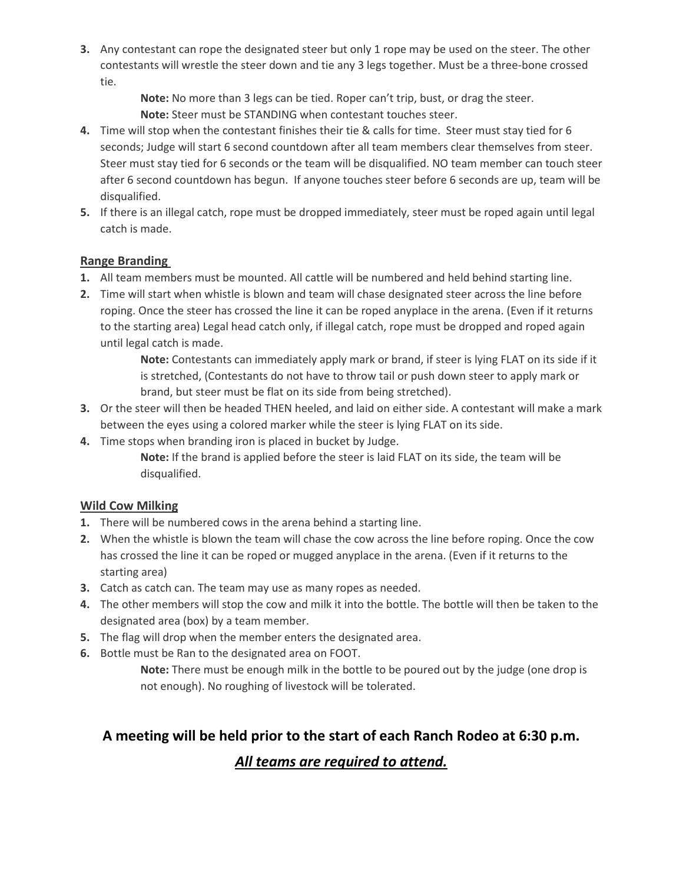3. Any contestant can rope the designated steer but only 1 rope may be used on the steer. The other contestants will wrestle the steer down and tie any 3 legs together. Must be a three-bone crossed tie.

   **Note:** No more than 3 legs can be tied. Roper can't trip, bust, or drag the steer.
   **Note:** Steer must be STANDING when contestant touches steer.

4. Time will stop when the contestant finishes their tie & calls for time. Steer must stay tied for 6 seconds; Judge will start 6 second countdown after all team members clear themselves from steer. Steer must stay tied for 6 seconds or the team will be disqualified. NO team member can touch steer after 6 second countdown has begun. If anyone touches steer before 6 seconds are up, team will be disqualified.
5. If there is an illegal catch, rope must be dropped immediately, steer must be roped again until legal catch is made.

## <u>Range Branding</u>

1. All team members must be mounted. All cattle will be numbered and held behind starting line.
2. Time will start when whistle is blown and team will chase designated steer across the line before roping. Once the steer has crossed the line it can be roped anyplace in the arena. (Even if it returns to the starting area) Legal head catch only, if illegal catch, rope must be dropped and roped again until legal catch is made.

   **Note:** Contestants can immediately apply mark or brand, if steer is lying FLAT on its side if it is stretched, (Contestants do not have to throw tail or push down steer to apply mark or brand, but steer must be flat on its side from being stretched).

3. Or the steer will then be headed THEN heeled, and laid on either side. A contestant will make a mark between the eyes using a colored marker while the steer is lying FLAT on its side.
4. Time stops when branding iron is placed in bucket by Judge.

   **Note:** If the brand is applied before the steer is laid FLAT on its side, the team will be disqualified.

## <u>Wild Cow Milking</u>

1. There will be numbered cows in the arena behind a starting line.
2. When the whistle is blown the team will chase the cow across the line before roping. Once the cow has crossed the line it can be roped or mugged anyplace in the arena. (Even if it returns to the starting area)
3. Catch as catch can. The team may use as many ropes as needed.
4. The other members will stop the cow and milk it into the bottle. The bottle will then be taken to the designated area (box) by a team member.
5. The flag will drop when the member enters the designated area.
6. Bottle must be Ran to the designated area on FOOT.

   **Note:** There must be enough milk in the bottle to be poured out by the judge (one drop is not enough). No roughing of livestock will be tolerated.

**A meeting will be held prior to the start of each Ranch Rodeo at 6:30 p.m.**

***<u>All teams are required to attend.</u>***